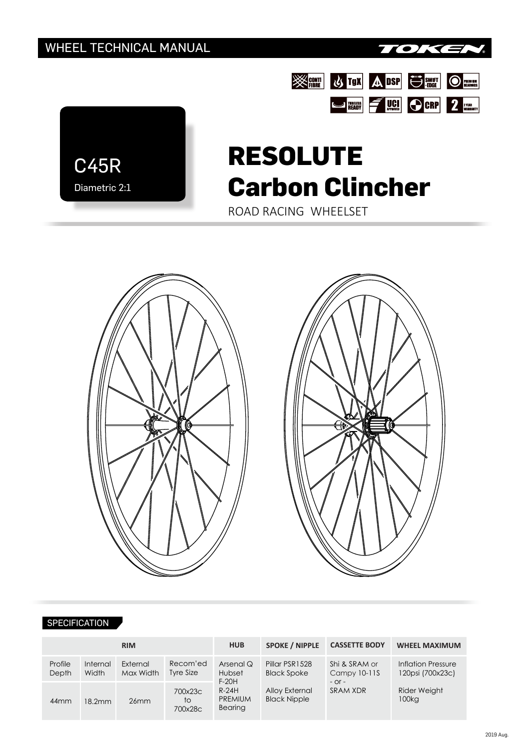WHEEL TECHNICAL MANUAL

TOKEN

CONTI FIBRE | TgX | DSP | SWIFT-EDGE | PREMIUM BEARINGS | TUBELESS READY | UCI APPROVED | CRP | 2 YEAR WARRANTY

C45R

Diametric 2:1

# RESOLUTE Carbon Clincher

ROAD RACING WHEELSET

## SPECIFICATION

| RIM | | | | HUB | SPOKE / NIPPLE | CASSETTE BODY | WHEEL MAXIMUM |
|---|---|---|---|---|---|---|---|
| Profile Depth | Internal Width | External Max Width | Recom'ed Tyre Size | Arsenal Q Hubset F-20H R-24H PREMIUM Bearing | Pillar PSR1528 Black Spoke | Shi & SRAM or Campy 10-11S - or - SRAM XDR | Inflation Pressure 120psi (700x23c) |
| 44mm | 18.2mm | 26mm | 700x23c to 700x28c | | Alloy External Black Nipple | | Rider Weight 100kg |

2019 Aug.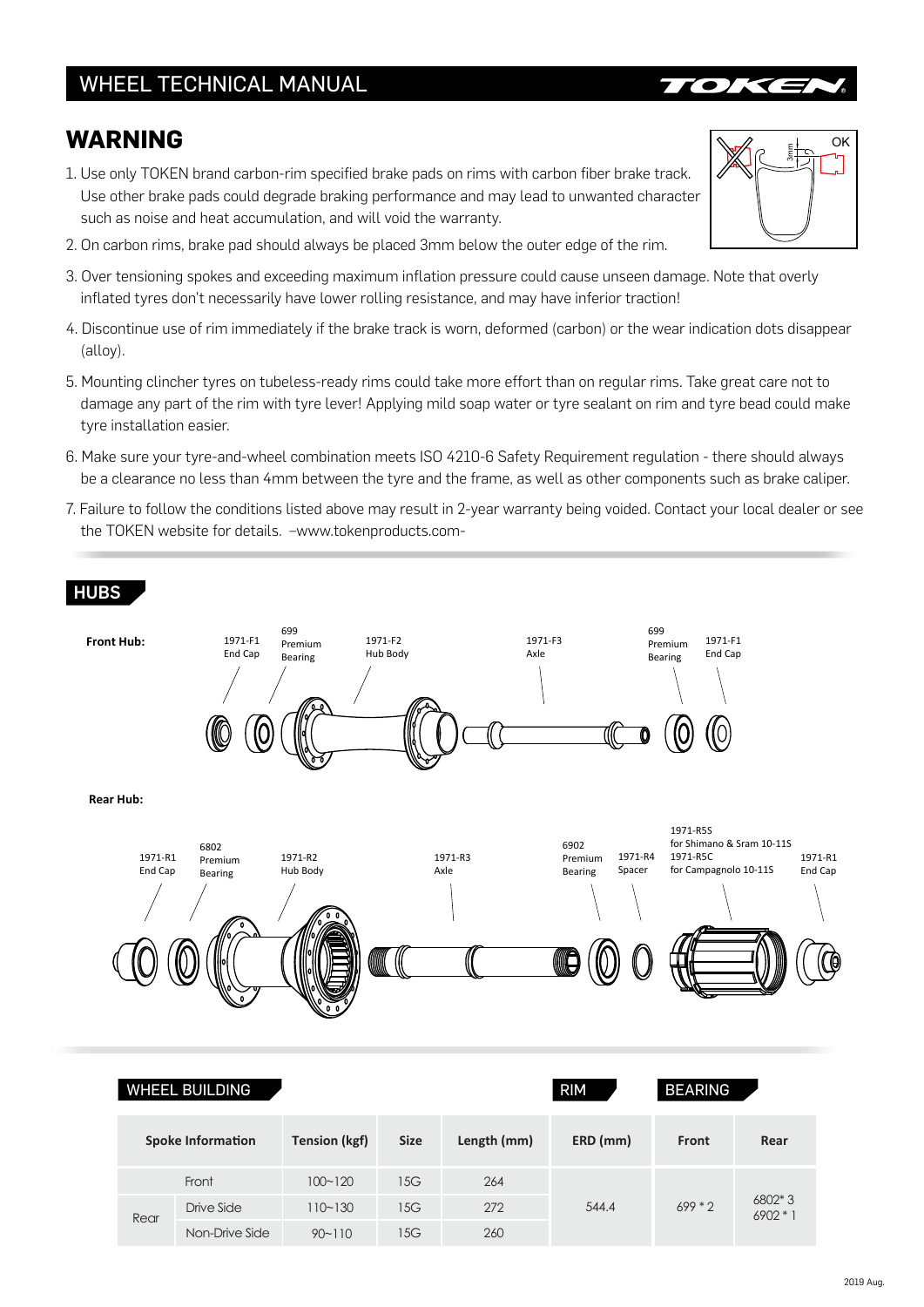# WHEEL TECHNICAL MANUAL

## WARNING

1. Use only TOKEN brand carbon-rim specified brake pads on rims with carbon fiber brake track. Use other brake pads could degrade braking performance and may lead to unwanted character such as noise and heat accumulation, and will void the warranty.
2. On carbon rims, brake pad should always be placed 3mm below the outer edge of the rim.
3. Over tensioning spokes and exceeding maximum inflation pressure could cause unseen damage. Note that overly inflated tyres don't necessarily have lower rolling resistance, and may have inferior traction!
4. Discontinue use of rim immediately if the brake track is worn, deformed (carbon) or the wear indication dots disappear (alloy).
5. Mounting clincher tyres on tubeless-ready rims could take more effort than on regular rims. Take great care not to damage any part of the rim with tyre lever! Applying mild soap water or tyre sealant on rim and tyre bead could make tyre installation easier.
6. Make sure your tyre-and-wheel combination meets ISO 4210-6 Safety Requirement regulation - there should always be a clearance no less than 4mm between the tyre and the frame, as well as other components such as brake caliper.
7. Failure to follow the conditions listed above may result in 2-year warranty being voided. Contact your local dealer or see the TOKEN website for details. –www.tokenproducts.com–

3mm
OK

## HUBS

**Front Hub:**

1971-F1 End Cap
699 Premium Bearing
1971-F2 Hub Body
1971-F3 Axle
699 Premium Bearing
1971-F1 End Cap

**Rear Hub:**

1971-R1 End Cap
6802 Premium Bearing
1971-R2 Hub Body
1971-R3 Axle
6902 Premium Bearing
1971-R4 Spacer
1971-R5S for Shimano & Sram 10-11S
1971-R5C for Campagnolo 10-11S
1971-R1 End Cap

## WHEEL BUILDING / RIM / BEARING

| Spoke Information | | Tension (kgf) | Size | Length (mm) | ERD (mm) | Front | Rear |
|---|---|---|---|---|---|---|---|
| Front | | 100~120 | 15G | 264 | 544.4 | 699 * 2 | 6802* 3<br>6902 * 1 |
| Rear | Drive Side | 110~130 | 15G | 272 | | | |
| | Non-Drive Side | 90~110 | 15G | 260 | | | |

2019 Aug.